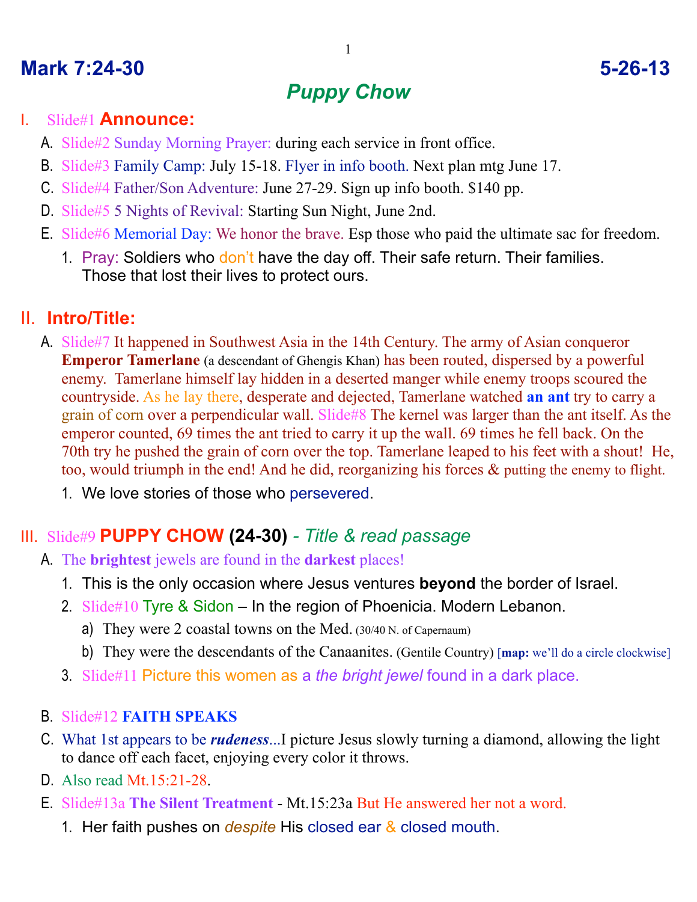# Mark 7:24-30 5-26-13

## *Puppy Chow*

I. Slide#1 **Announce:**

A. Slide#2 Sunday Morning Prayer: during each service in front office.

B. Slide#3 Family Camp: July 15-18. Flyer in info booth. Next plan mtg June 17.

C. Slide#4 Father/Son Adventure: June 27-29. Sign up info booth. $140 pp.

D. Slide#5 5 Nights of Revival: Starting Sun Night, June 2nd.

E. Slide#6 Memorial Day: We honor the brave. Esp those who paid the ultimate sac for freedom.

1. Pray: Soldiers who don't have the day off. Their safe return. Their families. Those that lost their lives to protect ours.

II. **Intro/Title:**

A. Slide#7 It happened in Southwest Asia in the 14th Century. The army of Asian conqueror **Emperor Tamerlane** (a descendant of Ghengis Khan) has been routed, dispersed by a powerful enemy. Tamerlane himself lay hidden in a deserted manger while enemy troops scoured the countryside. As he lay there, desperate and dejected, Tamerlane watched **an ant** try to carry a grain of corn over a perpendicular wall. Slide#8 The kernel was larger than the ant itself. As the emperor counted, 69 times the ant tried to carry it up the wall. 69 times he fell back. On the 70th try he pushed the grain of corn over the top. Tamerlane leaped to his feet with a shout! He, too, would triumph in the end! And he did, reorganizing his forces & putting the enemy to flight.

1. We love stories of those who persevered.

III. Slide#9 **PUPPY CHOW (24-30)** *- Title & read passage*

A. The **brightest** jewels are found in the **darkest** places!

1. This is the only occasion where Jesus ventures **beyond** the border of Israel.
2. Slide#10 Tyre & Sidon – In the region of Phoenicia. Modern Lebanon.
   a) They were 2 coastal towns on the Med. (30/40 N. of Capernaum)
   b) They were the descendants of the Canaanites. (Gentile Country) [**map:** we'll do a circle clockwise]
3. Slide#11 Picture this women as a *the bright jewel* found in a dark place.

B. Slide#12 **FAITH SPEAKS**

C. What 1st appears to be ***rudeness***...I picture Jesus slowly turning a diamond, allowing the light to dance off each facet, enjoying every color it throws.

D. Also read Mt.15:21-28.

E. Slide#13a **The Silent Treatment** - Mt.15:23a But He answered her not a word.

1. Her faith pushes on *despite* His closed ear & closed mouth.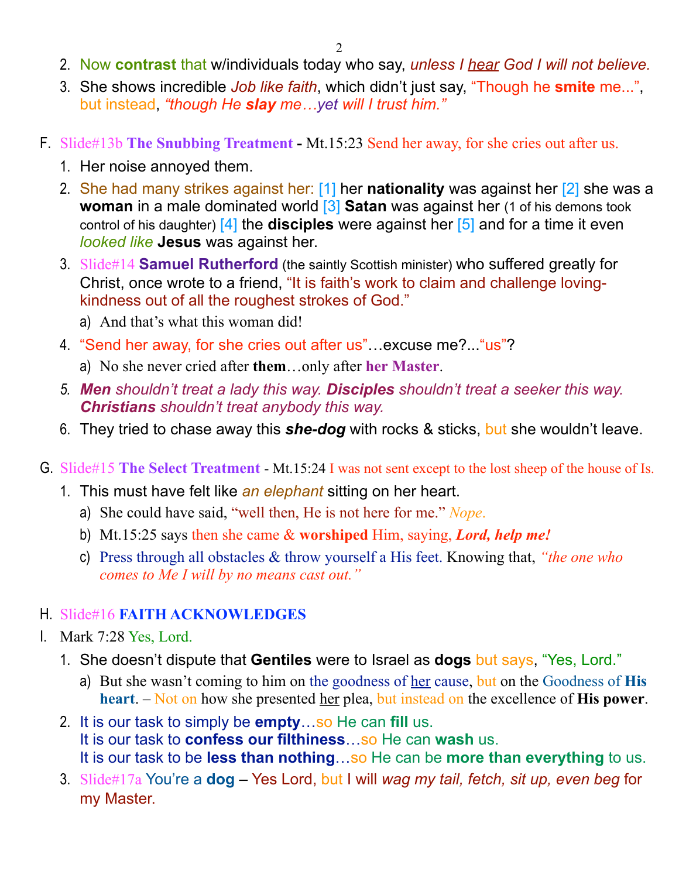2. Now **contrast** that w/individuals today who say, *unless I hear God I will not believe.*
3. She shows incredible *Job like faith*, which didn't just say, "Though he **smite** me...", but instead, *"though He **slay** me…yet will I trust him."*

F. Slide#13b **The Snubbing Treatment** - Mt.15:23 Send her away, for she cries out after us.

1. Her noise annoyed them.
2. She had many strikes against her: [1] her **nationality** was against her [2] she was a **woman** in a male dominated world [3] **Satan** was against her (1 of his demons took control of his daughter) [4] the **disciples** were against her [5] and for a time it even *looked like* **Jesus** was against her.
3. Slide#14 **Samuel Rutherford** (the saintly Scottish minister) who suffered greatly for Christ, once wrote to a friend, "It is faith's work to claim and challenge loving-kindness out of all the roughest strokes of God."
   a) And that's what this woman did!
4. "Send her away, for she cries out after us"…excuse me?..."us"?
   a) No she never cried after **them**…only after **her Master**.
5. ***Men** shouldn't treat a lady this way. **Disciples** shouldn't treat a seeker this way. **Christians** shouldn't treat anybody this way.*
6. They tried to chase away this ***she-dog*** with rocks & sticks, but she wouldn't leave.

G. Slide#15 **The Select Treatment** - Mt.15:24 I was not sent except to the lost sheep of the house of Is.

1. This must have felt like *an elephant* sitting on her heart.
   a) She could have said, "well then, He is not here for me." *Nope.*
   b) Mt.15:25 says then she came & **worshiped** Him, saying, ***Lord, help me!***
   c) Press through all obstacles & throw yourself a His feet. Knowing that, *"the one who comes to Me I will by no means cast out."*

H. Slide#16 **FAITH ACKNOWLEDGES**

I. Mark 7:28 Yes, Lord.

1. She doesn't dispute that **Gentiles** were to Israel as **dogs** but says, "Yes, Lord."
   a) But she wasn't coming to him on the goodness of her cause, but on the Goodness of **His heart**. – Not on how she presented her plea, but instead on the excellence of **His power**.
2. It is our task to simply be **empty**…so He can **fill** us.
   It is our task to **confess our filthiness**…so He can **wash** us.
   It is our task to be **less than nothing**…so He can be **more than everything** to us.
3. Slide#17a You're a **dog** – Yes Lord, but I will *wag my tail, fetch, sit up, even beg* for my Master.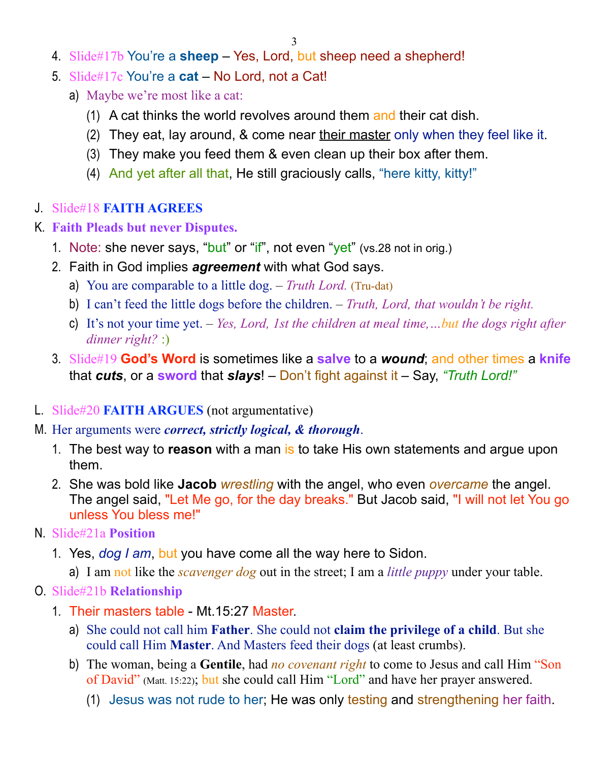4. Slide#17b You're a **sheep** – Yes, Lord, but sheep need a shepherd!
5. Slide#17c You're a **cat** – No Lord, not a Cat!
   a) Maybe we're most like a cat:
      (1) A cat thinks the world revolves around them and their cat dish.
      (2) They eat, lay around, & come near <u>their master</u> only when they feel like it.
      (3) They make you feed them & even clean up their box after them.
      (4) And yet after all that, He still graciously calls, "here kitty, kitty!"

J. Slide#18 **FAITH AGREES**

K. **Faith Pleads but never Disputes.**
   1. Note: she never says, "but" or "if", not even "yet" (vs.28 not in orig.)
   2. Faith in God implies ***agreement*** with what God says.
      a) You are comparable to a little dog. – *Truth Lord.* (Tru-dat)
      b) I can't feed the little dogs before the children. – *Truth, Lord, that wouldn't be right.*
      c) It's not your time yet. – *Yes, Lord, 1st the children at meal time,…but the dogs right after dinner right?* :)
   3. Slide#19 **God's Word** is sometimes like a **salve** to a ***wound***; and other times a **knife** that ***cuts***, or a **sword** that ***slays***! – Don't fight against it – Say, *"Truth Lord!"*

L. Slide#20 **FAITH ARGUES** (not argumentative)

M. Her arguments were ***correct, strictly logical, & thorough***.
   1. The best way to **reason** with a man is to take His own statements and argue upon them.
   2. She was bold like **Jacob** *wrestling* with the angel, who even *overcame* the angel. The angel said, "Let Me go, for the day breaks." But Jacob said, "I will not let You go unless You bless me!"

N. Slide#21a **Position**
   1. Yes, *dog I am*, but you have come all the way here to Sidon.
      a) I am not like the *scavenger dog* out in the street; I am a *little puppy* under your table.

O. Slide#21b **Relationship**
   1. Their masters table - Mt.15:27 Master.
      a) She could not call him **Father**. She could not **claim the privilege of a child**. But she could call Him **Master**. And Masters feed their dogs (at least crumbs).
      b) The woman, being a **Gentile**, had *no covenant right* to come to Jesus and call Him "Son of David" (Matt. 15:22); but she could call Him "Lord" and have her prayer answered.
         (1) Jesus was not rude to her; He was only testing and strengthening her faith.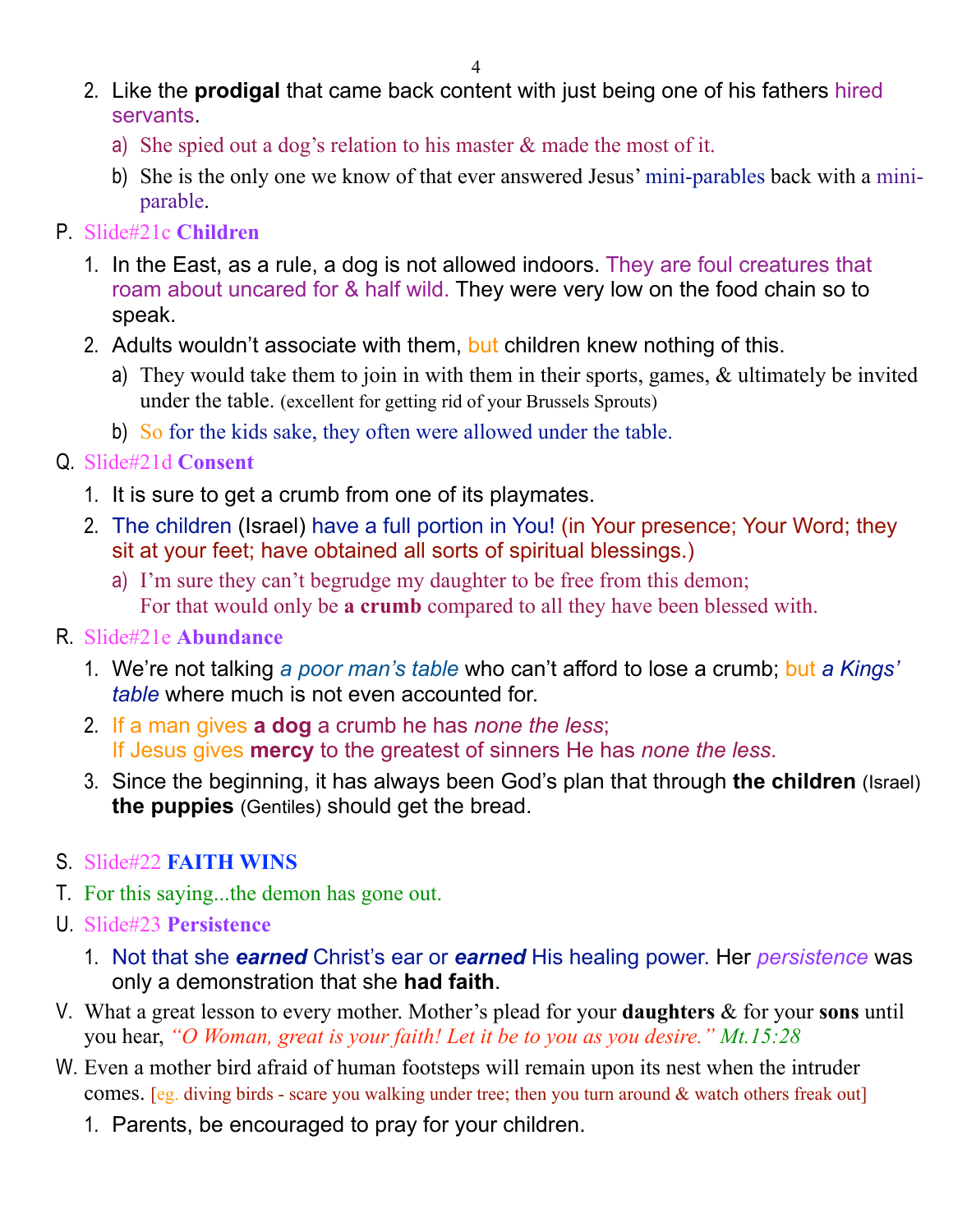2. Like the **prodigal** that came back content with just being one of his fathers hired servants.
   a) She spied out a dog's relation to his master & made the most of it.
   b) She is the only one we know of that ever answered Jesus' mini-parables back with a mini-parable.

P. Slide#21c **Children**

1. In the East, as a rule, a dog is not allowed indoors. They are foul creatures that roam about uncared for & half wild. They were very low on the food chain so to speak.
2. Adults wouldn't associate with them, but children knew nothing of this.
   a) They would take them to join in with them in their sports, games, & ultimately be invited under the table. (excellent for getting rid of your Brussels Sprouts)
   b) So for the kids sake, they often were allowed under the table.

Q. Slide#21d **Consent**

1. It is sure to get a crumb from one of its playmates.
2. The children (Israel) have a full portion in You! (in Your presence; Your Word; they sit at your feet; have obtained all sorts of spiritual blessings.)
   a) I'm sure they can't begrudge my daughter to be free from this demon;
      For that would only be **a crumb** compared to all they have been blessed with.

R. Slide#21e **Abundance**

1. We're not talking *a poor man's table* who can't afford to lose a crumb; but *a Kings' table* where much is not even accounted for.
2. If a man gives **a dog** a crumb he has *none the less*;
   If Jesus gives **mercy** to the greatest of sinners He has *none the less*.
3. Since the beginning, it has always been God's plan that through **the children** (Israel) **the puppies** (Gentiles) should get the bread.

S. Slide#22 **FAITH WINS**

T. For this saying...the demon has gone out.

U. Slide#23 **Persistence**

1. Not that she ***earned*** Christ's ear or ***earned*** His healing power. Her *persistence* was only a demonstration that she **had faith**.

V. What a great lesson to every mother. Mother's plead for your **daughters** & for your **sons** until you hear, *"O Woman, great is your faith! Let it be to you as you desire." Mt.15:28*

W. Even a mother bird afraid of human footsteps will remain upon its nest when the intruder comes. [eg. diving birds - scare you walking under tree; then you turn around & watch others freak out]

1. Parents, be encouraged to pray for your children.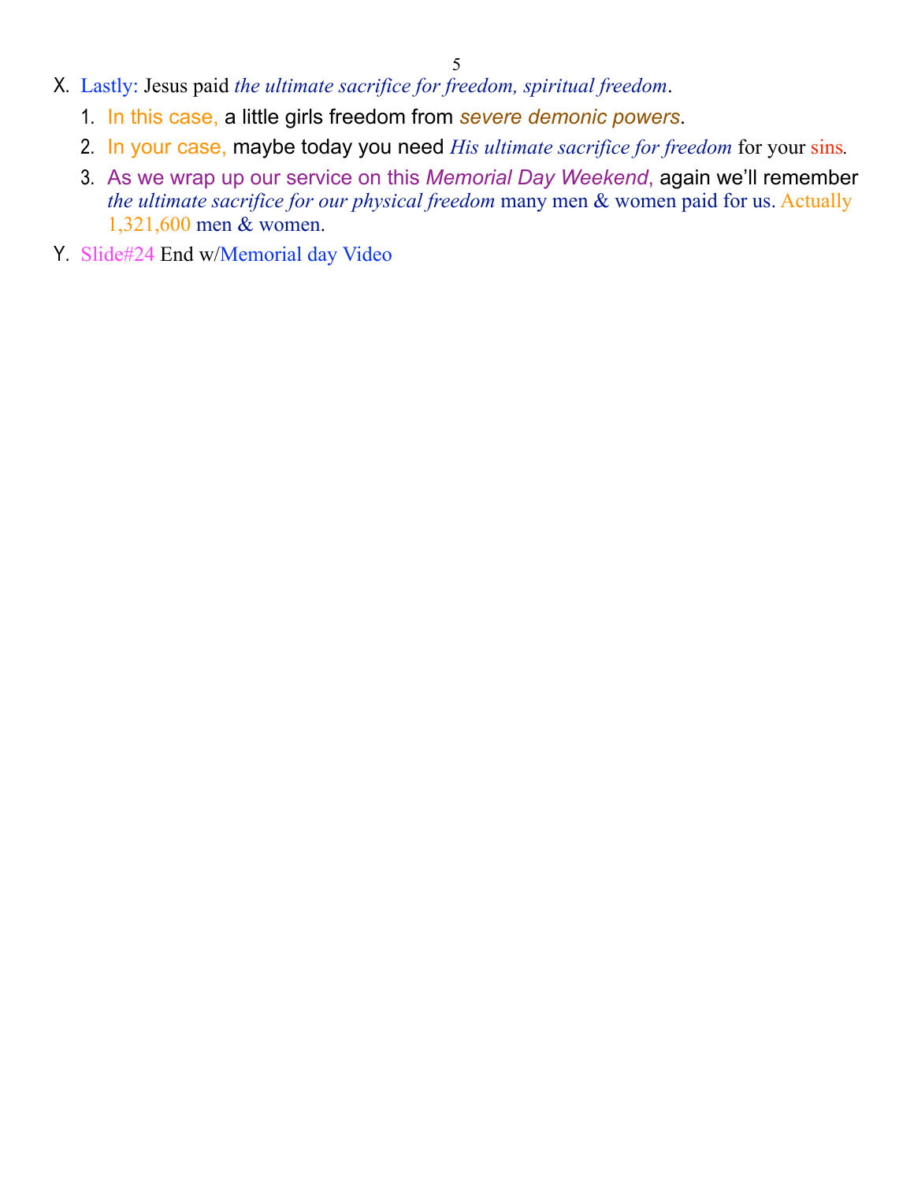X. Lastly: Jesus paid *the ultimate sacrifice for freedom, spiritual freedom*.

1. In this case, a little girls freedom from *severe demonic powers*.
2. In your case, maybe today you need *His ultimate sacrifice for freedom* for your sins.
3. As we wrap up our service on this *Memorial Day Weekend*, again we'll remember *the ultimate sacrifice for our physical freedom* many men & women paid for us. Actually 1,321,600 men & women.

Y. Slide#24 End w/Memorial day Video